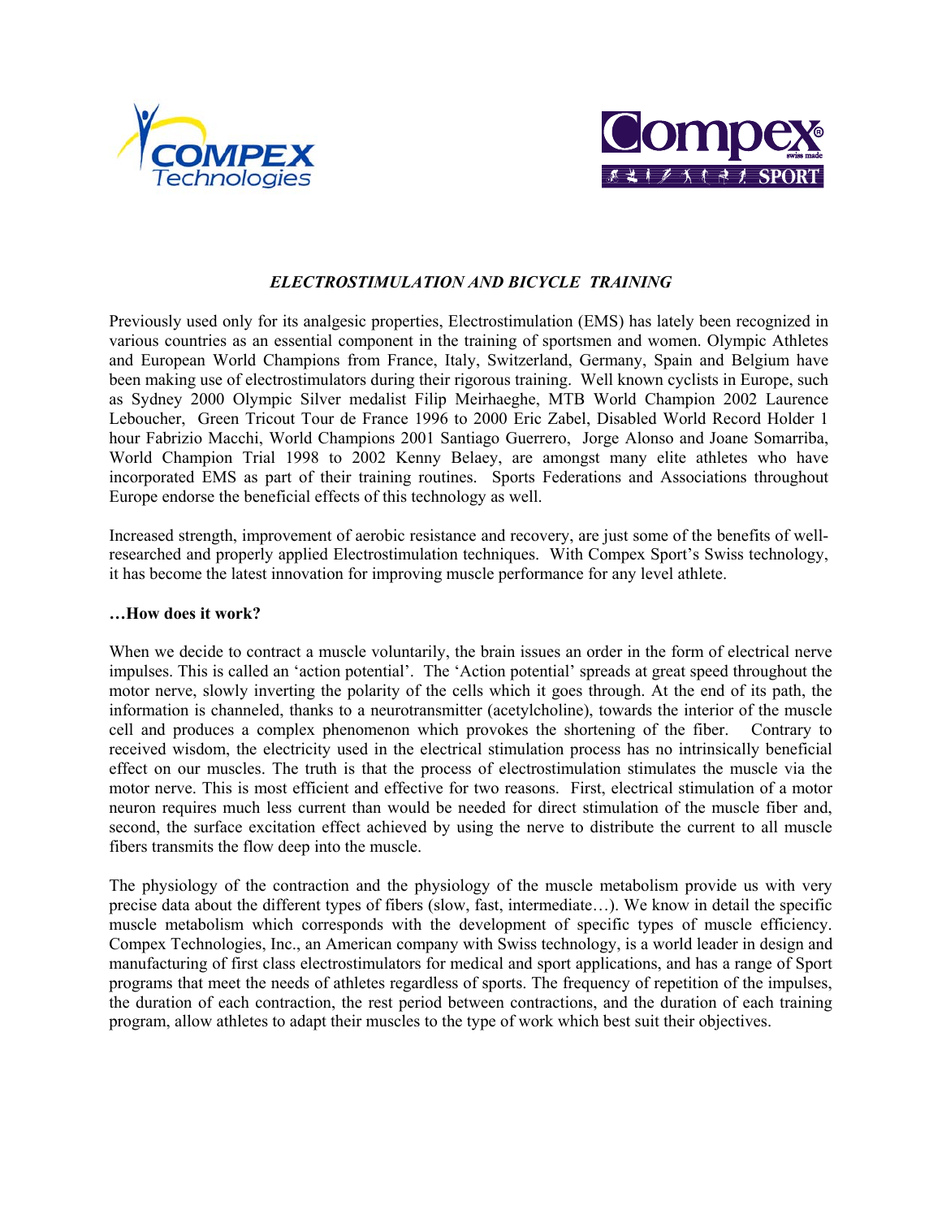COMPEX Technologies

Compex swiss made SPORT

*ELECTROSTIMULATION AND BICYCLE TRAINING*

Previously used only for its analgesic properties, Electrostimulation (EMS) has lately been recognized in various countries as an essential component in the training of sportsmen and women. Olympic Athletes and European World Champions from France, Italy, Switzerland, Germany, Spain and Belgium have been making use of electrostimulators during their rigorous training. Well known cyclists in Europe, such as Sydney 2000 Olympic Silver medalist Filip Meirhaeghe, MTB World Champion 2002 Laurence Leboucher, Green Tricout Tour de France 1996 to 2000 Eric Zabel, Disabled World Record Holder 1 hour Fabrizio Macchi, World Champions 2001 Santiago Guerrero, Jorge Alonso and Joane Somarriba, World Champion Trial 1998 to 2002 Kenny Belaey, are amongst many elite athletes who have incorporated EMS as part of their training routines. Sports Federations and Associations throughout Europe endorse the beneficial effects of this technology as well.

Increased strength, improvement of aerobic resistance and recovery, are just some of the benefits of well-researched and properly applied Electrostimulation techniques. With Compex Sport's Swiss technology, it has become the latest innovation for improving muscle performance for any level athlete.

**…How does it work?**

When we decide to contract a muscle voluntarily, the brain issues an order in the form of electrical nerve impulses. This is called an 'action potential'. The 'Action potential' spreads at great speed throughout the motor nerve, slowly inverting the polarity of the cells which it goes through. At the end of its path, the information is channeled, thanks to a neurotransmitter (acetylcholine), towards the interior of the muscle cell and produces a complex phenomenon which provokes the shortening of the fiber. Contrary to received wisdom, the electricity used in the electrical stimulation process has no intrinsically beneficial effect on our muscles. The truth is that the process of electrostimulation stimulates the muscle via the motor nerve. This is most efficient and effective for two reasons. First, electrical stimulation of a motor neuron requires much less current than would be needed for direct stimulation of the muscle fiber and, second, the surface excitation effect achieved by using the nerve to distribute the current to all muscle fibers transmits the flow deep into the muscle.

The physiology of the contraction and the physiology of the muscle metabolism provide us with very precise data about the different types of fibers (slow, fast, intermediate…). We know in detail the specific muscle metabolism which corresponds with the development of specific types of muscle efficiency. Compex Technologies, Inc., an American company with Swiss technology, is a world leader in design and manufacturing of first class electrostimulators for medical and sport applications, and has a range of Sport programs that meet the needs of athletes regardless of sports. The frequency of repetition of the impulses, the duration of each contraction, the rest period between contractions, and the duration of each training program, allow athletes to adapt their muscles to the type of work which best suit their objectives.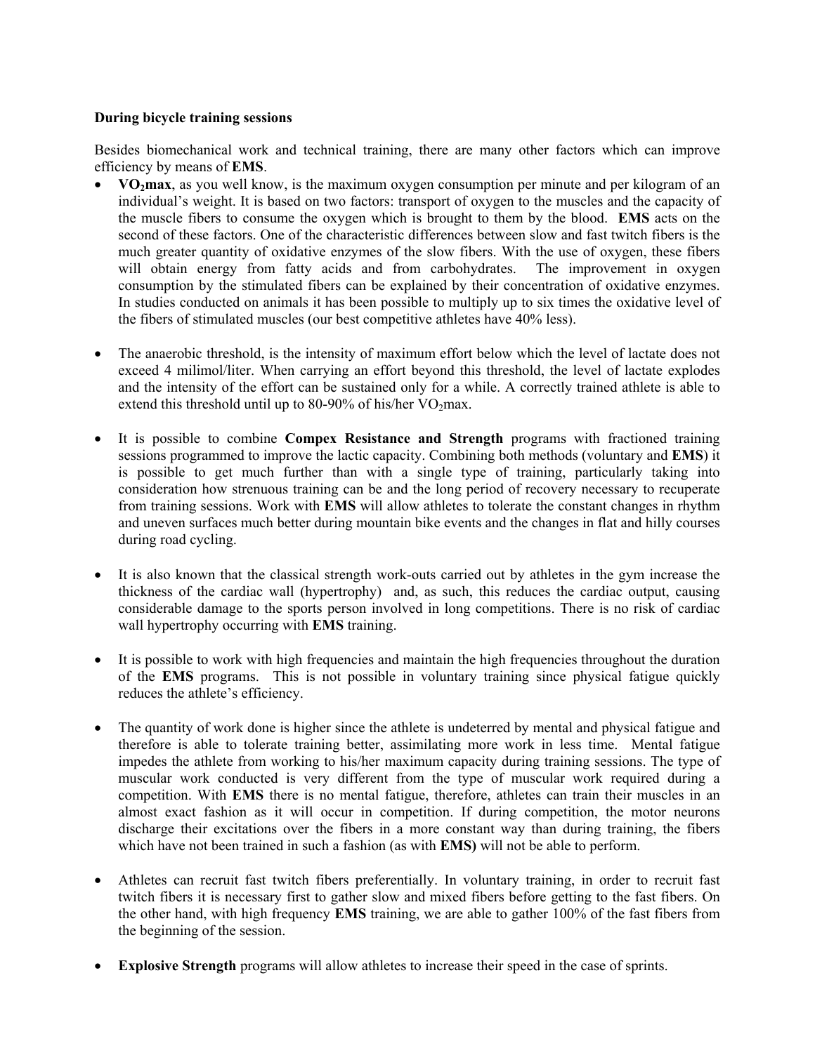**During bicycle training sessions**

Besides biomechanical work and technical training, there are many other factors which can improve efficiency by means of **EMS**.

- **$VO_2$max**, as you well know, is the maximum oxygen consumption per minute and per kilogram of an individual's weight. It is based on two factors: transport of oxygen to the muscles and the capacity of the muscle fibers to consume the oxygen which is brought to them by the blood. **EMS** acts on the second of these factors. One of the characteristic differences between slow and fast twitch fibers is the much greater quantity of oxidative enzymes of the slow fibers. With the use of oxygen, these fibers will obtain energy from fatty acids and from carbohydrates. The improvement in oxygen consumption by the stimulated fibers can be explained by their concentration of oxidative enzymes. In studies conducted on animals it has been possible to multiply up to six times the oxidative level of the fibers of stimulated muscles (our best competitive athletes have 40% less).

- The anaerobic threshold, is the intensity of maximum effort below which the level of lactate does not exceed 4 milimol/liter. When carrying an effort beyond this threshold, the level of lactate explodes and the intensity of the effort can be sustained only for a while. A correctly trained athlete is able to extend this threshold until up to 80-90% of his/her $VO_2$max.

- It is possible to combine **Compex Resistance and Strength** programs with fractioned training sessions programmed to improve the lactic capacity. Combining both methods (voluntary and **EMS**) it is possible to get much further than with a single type of training, particularly taking into consideration how strenuous training can be and the long period of recovery necessary to recuperate from training sessions. Work with **EMS** will allow athletes to tolerate the constant changes in rhythm and uneven surfaces much better during mountain bike events and the changes in flat and hilly courses during road cycling.

- It is also known that the classical strength work-outs carried out by athletes in the gym increase the thickness of the cardiac wall (hypertrophy) and, as such, this reduces the cardiac output, causing considerable damage to the sports person involved in long competitions. There is no risk of cardiac wall hypertrophy occurring with **EMS** training.

- It is possible to work with high frequencies and maintain the high frequencies throughout the duration of the **EMS** programs. This is not possible in voluntary training since physical fatigue quickly reduces the athlete's efficiency.

- The quantity of work done is higher since the athlete is undeterred by mental and physical fatigue and therefore is able to tolerate training better, assimilating more work in less time. Mental fatigue impedes the athlete from working to his/her maximum capacity during training sessions. The type of muscular work conducted is very different from the type of muscular work required during a competition. With **EMS** there is no mental fatigue, therefore, athletes can train their muscles in an almost exact fashion as it will occur in competition. If during competition, the motor neurons discharge their excitations over the fibers in a more constant way than during training, the fibers which have not been trained in such a fashion (as with **EMS)** will not be able to perform.

- Athletes can recruit fast twitch fibers preferentially. In voluntary training, in order to recruit fast twitch fibers it is necessary first to gather slow and mixed fibers before getting to the fast fibers. On the other hand, with high frequency **EMS** training, we are able to gather 100% of the fast fibers from the beginning of the session.

- **Explosive Strength** programs will allow athletes to increase their speed in the case of sprints.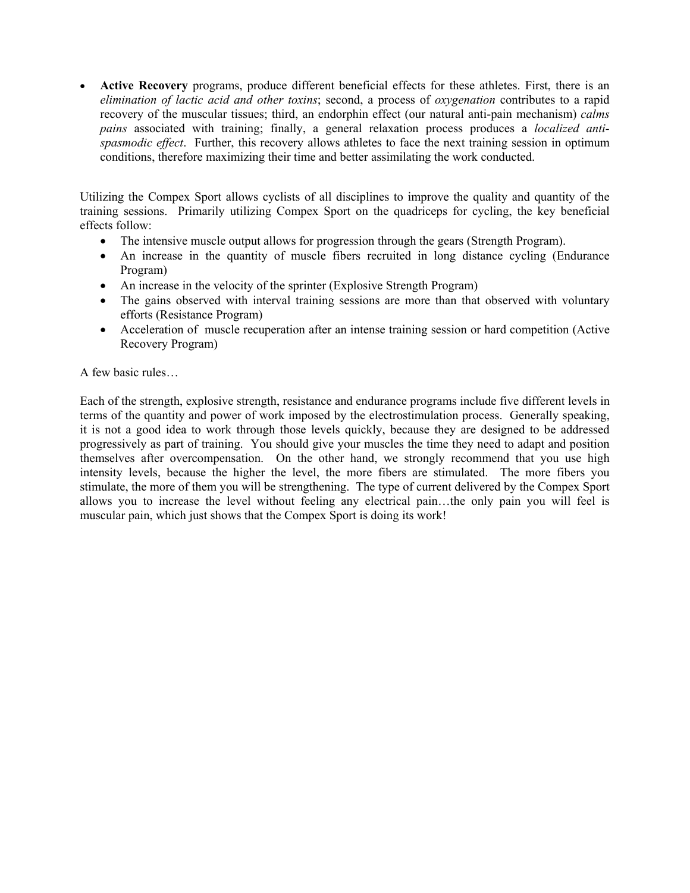- **Active Recovery** programs, produce different beneficial effects for these athletes. First, there is an *elimination of lactic acid and other toxins*; second, a process of *oxygenation* contributes to a rapid recovery of the muscular tissues; third, an endorphin effect (our natural anti-pain mechanism) *calms pains* associated with training; finally, a general relaxation process produces a *localized anti-spasmodic effect*. Further, this recovery allows athletes to face the next training session in optimum conditions, therefore maximizing their time and better assimilating the work conducted.

Utilizing the Compex Sport allows cyclists of all disciplines to improve the quality and quantity of the training sessions. Primarily utilizing Compex Sport on the quadriceps for cycling, the key beneficial effects follow:

- The intensive muscle output allows for progression through the gears (Strength Program).
- An increase in the quantity of muscle fibers recruited in long distance cycling (Endurance Program)
- An increase in the velocity of the sprinter (Explosive Strength Program)
- The gains observed with interval training sessions are more than that observed with voluntary efforts (Resistance Program)
- Acceleration of muscle recuperation after an intense training session or hard competition (Active Recovery Program)

A few basic rules…

Each of the strength, explosive strength, resistance and endurance programs include five different levels in terms of the quantity and power of work imposed by the electrostimulation process. Generally speaking, it is not a good idea to work through those levels quickly, because they are designed to be addressed progressively as part of training. You should give your muscles the time they need to adapt and position themselves after overcompensation. On the other hand, we strongly recommend that you use high intensity levels, because the higher the level, the more fibers are stimulated. The more fibers you stimulate, the more of them you will be strengthening. The type of current delivered by the Compex Sport allows you to increase the level without feeling any electrical pain…the only pain you will feel is muscular pain, which just shows that the Compex Sport is doing its work!